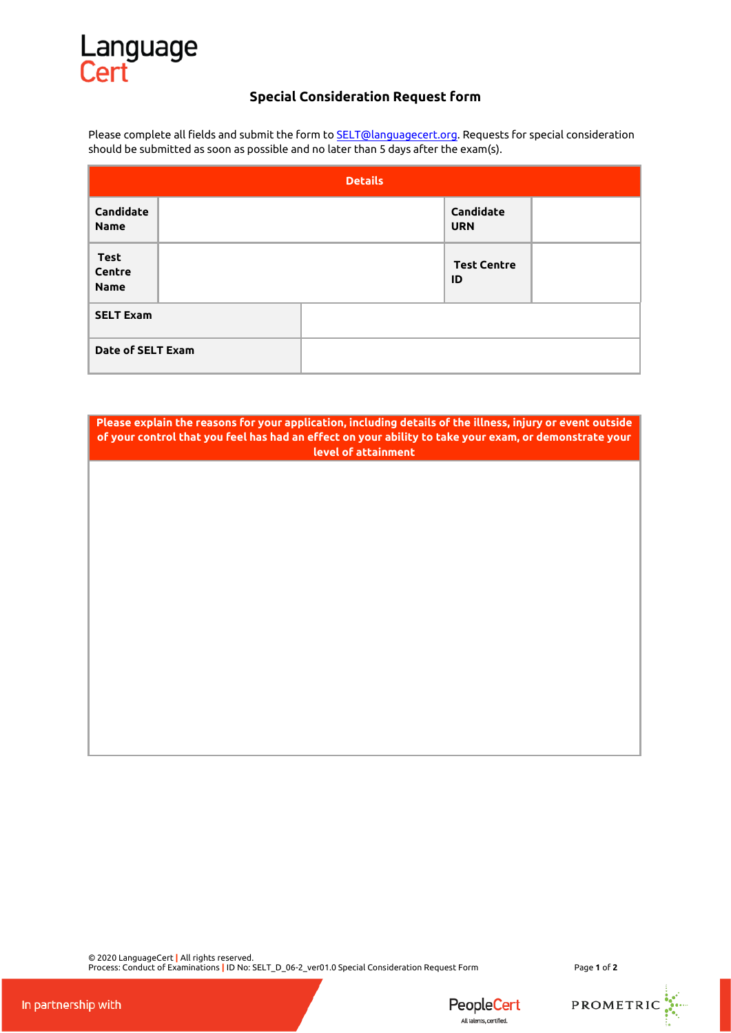LanguageCert

# Special Consideration Request form

Please complete all fields and submit the form to SELT@languagecert.org. Requests for special consideration should be submitted as soon as possible and no later than 5 days after the exam(s).

| Details | | | |
|---|---|---|---|
| **Candidate Name** | | **Candidate URN** | |
| **Test Centre Name** | | **Test Centre ID** | |
| **SELT Exam** | | | |
| **Date of SELT Exam** | | | |

| **Please explain the reasons for your application, including details of the illness, injury or event outside of your control that you feel has had an effect on your ability to take your exam, or demonstrate your level of attainment** |
|---|
| |

© 2020 LanguageCert | All rights reserved.
Process: Conduct of Examinations | ID No: SELT_D_06-2_ver01.0 Special Consideration Request Form

In partnership with PeopleCert PROMETRIC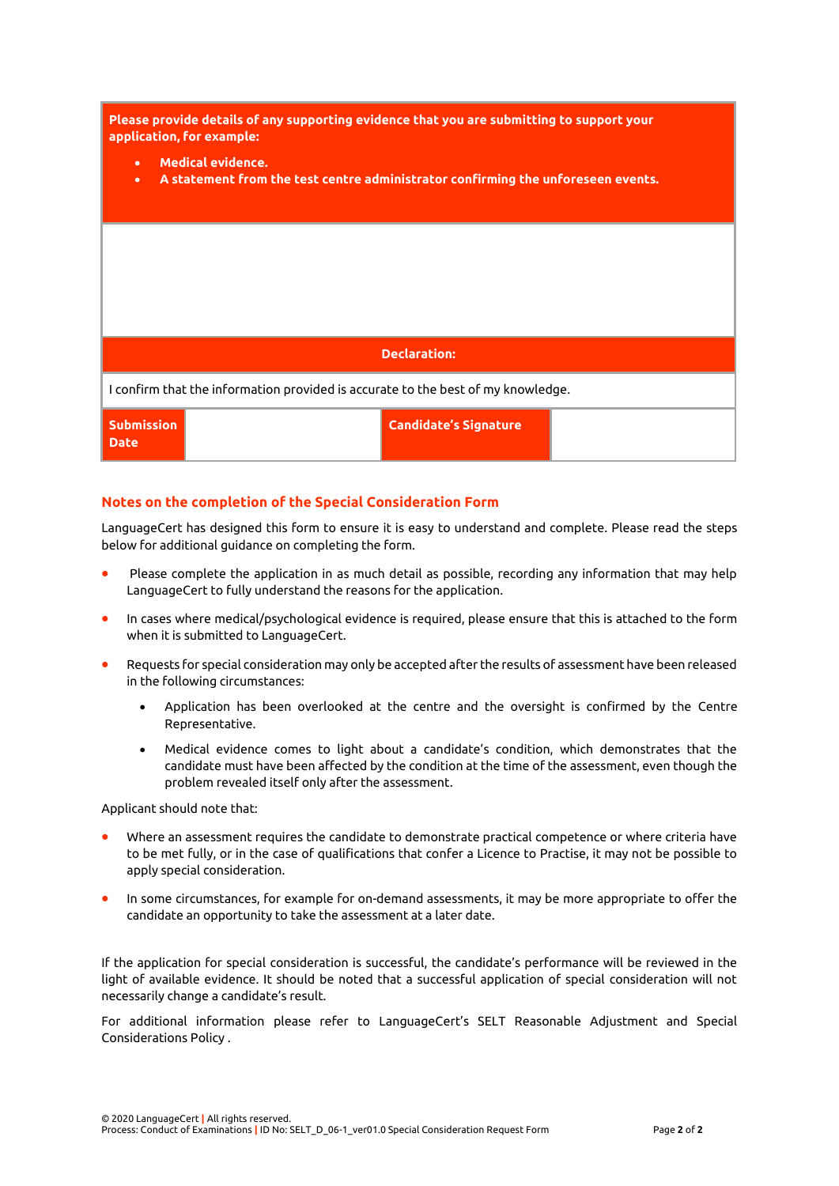| |
|---|
| **Please provide details of any supporting evidence that you are submitting to support your application, for example:**<br>• **Medical evidence.**<br>• **A statement from the test centre administrator confirming the unforeseen events.** |
| |

| **Declaration:** | | | |
|---|---|---|---|
| I confirm that the information provided is accurate to the best of my knowledge. | | | |
| **Submission Date** | | **Candidate's Signature** | |

## Notes on the completion of the Special Consideration Form

LanguageCert has designed this form to ensure it is easy to understand and complete. Please read the steps below for additional guidance on completing the form.

- Please complete the application in as much detail as possible, recording any information that may help LanguageCert to fully understand the reasons for the application.
- In cases where medical/psychological evidence is required, please ensure that this is attached to the form when it is submitted to LanguageCert.
- Requests for special consideration may only be accepted after the results of assessment have been released in the following circumstances:
  - Application has been overlooked at the centre and the oversight is confirmed by the Centre Representative.
  - Medical evidence comes to light about a candidate's condition, which demonstrates that the candidate must have been affected by the condition at the time of the assessment, even though the problem revealed itself only after the assessment.

Applicant should note that:

- Where an assessment requires the candidate to demonstrate practical competence or where criteria have to be met fully, or in the case of qualifications that confer a Licence to Practise, it may not be possible to apply special consideration.
- In some circumstances, for example for on-demand assessments, it may be more appropriate to offer the candidate an opportunity to take the assessment at a later date.

If the application for special consideration is successful, the candidate's performance will be reviewed in the light of available evidence. It should be noted that a successful application of special consideration will not necessarily change a candidate's result.

For additional information please refer to LanguageCert's SELT Reasonable Adjustment and Special Considerations Policy .

© 2020 LanguageCert | All rights reserved.
Process: Conduct of Examinations | ID No: SELT_D_06-1_ver01.0 Special Consideration Request Form